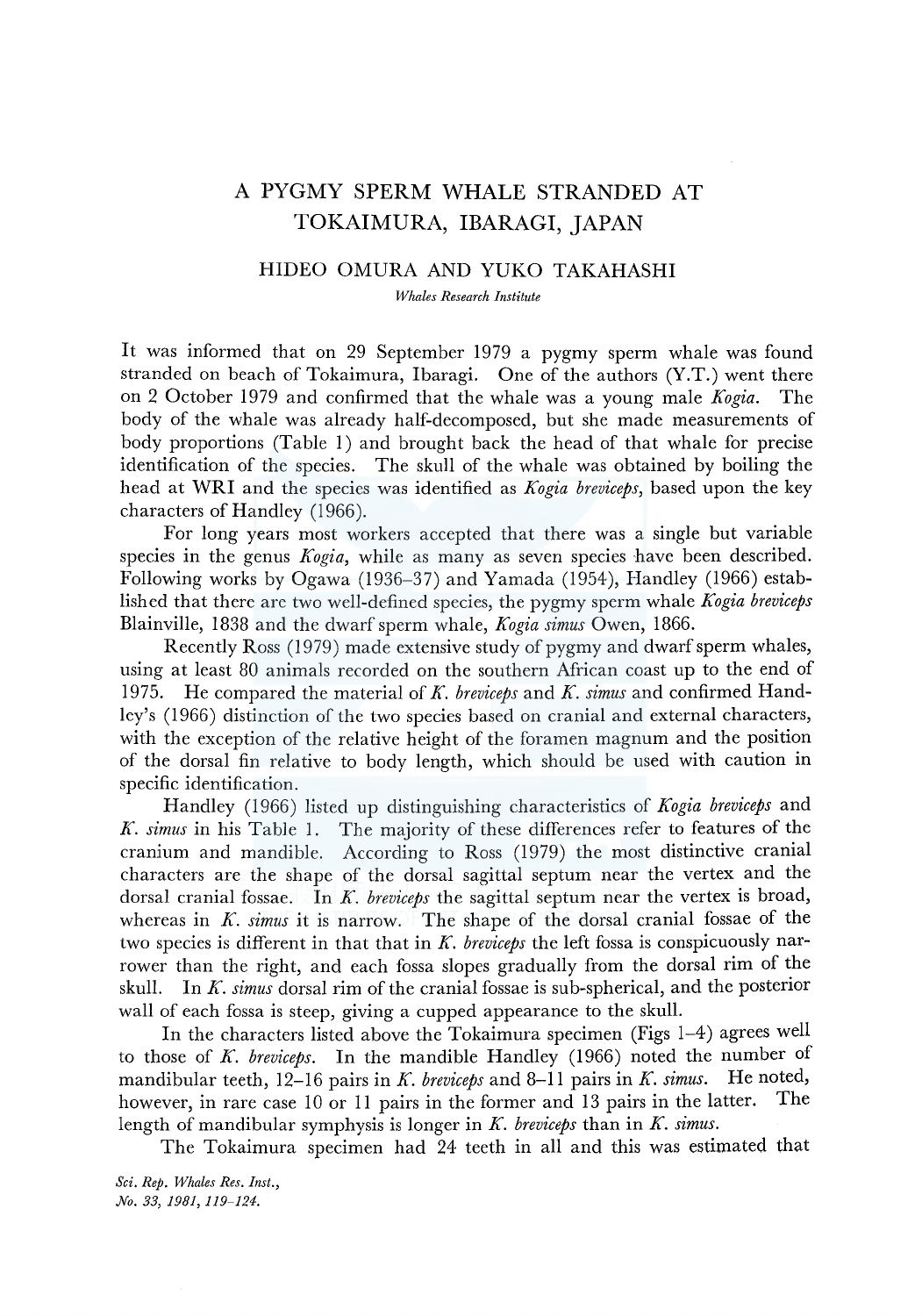# A PYGMY SPERM WHALE STRANDED AT TOKAIMURA, IBARAGI, JAPAN

## HIDEO OMURA AND YUKO TAKAHASHI

*Whales Research Institute*

It was informed that on 29 September 1979 a pygmy sperm whale was found stranded on beach of Tokaimura, Ibaragi. One of the authors (Y.T.) went there on 2 October 1979 and confirmed that the whale was a young male *Kogia*. The body of the whale was already half-decomposed, but she made measurements of body proportions (Table 1) and brought back the head of that whale for precise identification of the species. The skull of the whale was obtained by boiling the head at WRI and the species was identified as *Kogia breviceps*, based upon the key characters of Handley (1966).

For long years most workers accepted that there was a single but variable species in the genus *Kogia*, while as many as seven species have been described. Following works by Ogawa (1936–37) and Yamada (1954), Handley (1966) established that there are two well-defined species, the pygmy sperm whale *Kogia breviceps* Blainville, 1838 and the dwarf sperm whale, *Kogia simus* Owen, 1866.

Recently Ross (1979) made extensive study of pygmy and dwarf sperm whales, using at least 80 animals recorded on the southern African coast up to the end of 1975. He compared the material of *K. breviceps* and *K. simus* and confirmed Handley's (1966) distinction of the two species based on cranial and external characters, with the exception of the relative height of the foramen magnum and the position of the dorsal fin relative to body length, which should be used with caution in specific identification.

Handley (1966) listed up distinguishing characteristics of *Kogia breviceps* and *K. simus* in his Table 1. The majority of these differences refer to features of the cranium and mandible. According to Ross (1979) the most distinctive cranial characters are the shape of the dorsal sagittal septum near the vertex and the dorsal cranial fossae. In *K. breviceps* the sagittal septum near the vertex is broad, whereas in *K. simus* it is narrow. The shape of the dorsal cranial fossae of the two species is different in that that in *K. breviceps* the left fossa is conspicuously narrower than the right, and each fossa slopes gradually from the dorsal rim of the skull. In *K. simus* dorsal rim of the cranial fossae is sub-spherical, and the posterior wall of each fossa is steep, giving a cupped appearance to the skull.

In the characters listed above the Tokaimura specimen (Figs 1–4) agrees well to those of *K. breviceps*. In the mandible Handley (1966) noted the number of mandibular teeth, 12–16 pairs in *K. breviceps* and 8–11 pairs in *K. simus*. He noted, however, in rare case 10 or 11 pairs in the former and 13 pairs in the latter. The length of mandibular symphysis is longer in *K. breviceps* than in *K. simus*.

The Tokaimura specimen had 24 teeth in all and this was estimated that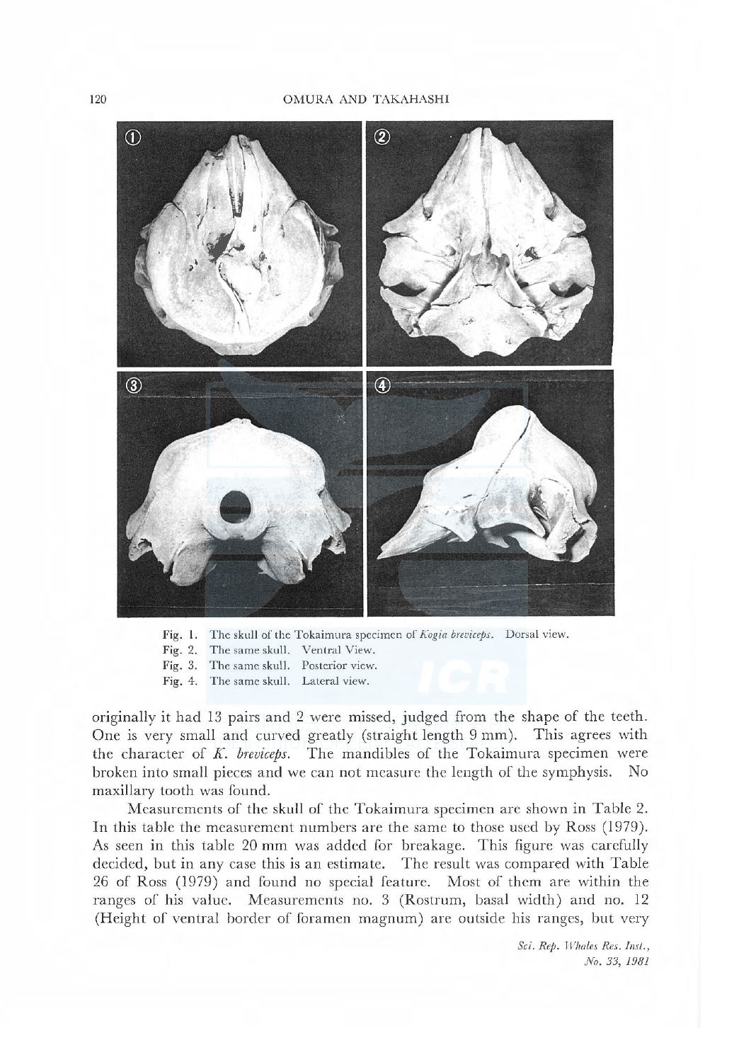Fig. 1. The skull of the Tokaimura specimen of *Kogia breviceps*. Dorsal view.
Fig. 2. The same skull. Ventral View.
Fig. 3. The same skull. Posterior view.
Fig. 4. The same skull. Lateral view.

originally it had 13 pairs and 2 were missed, judged from the shape of the teeth. One is very small and curved greatly (straight length 9 mm). This agrees with the character of *K. breviceps*. The mandibles of the Tokaimura specimen were broken into small pieces and we can not measure the length of the symphysis. No maxillary tooth was found.

Measurements of the skull of the Tokaimura specimen are shown in Table 2. In this table the measurement numbers are the same to those used by Ross (1979). As seen in this table 20 mm was added for breakage. This figure was carefully decided, but in any case this is an estimate. The result was compared with Table 26 of Ross (1979) and found no special feature. Most of them are within the ranges of his value. Measurements no. 3 (Rostrum, basal width) and no. 12 (Height of ventral border of foramen magnum) are outside his ranges, but very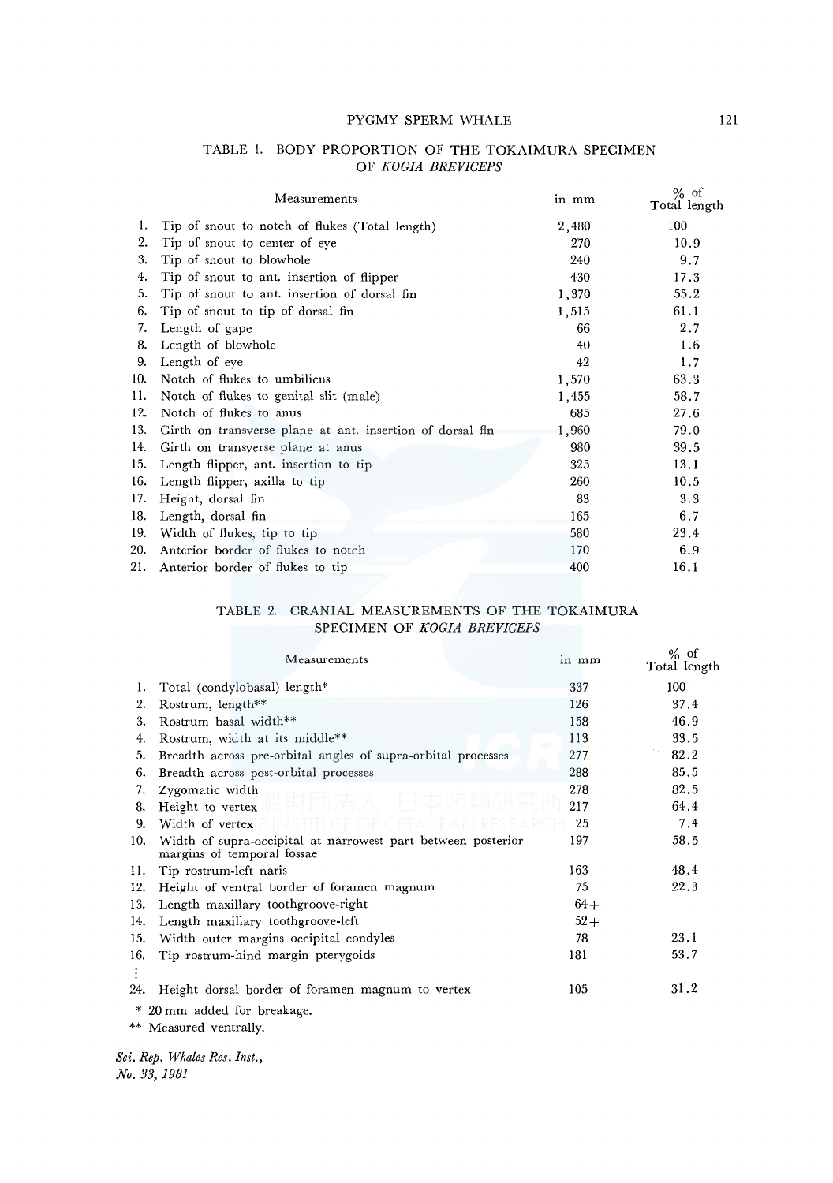TABLE 1. BODY PROPORTION OF THE TOKAIMURA SPECIMEN OF *KOGIA BREVICEPS*

| | Measurements | in mm | % of Total length |
|---|---|---|---|
| 1. | Tip of snout to notch of flukes (Total length) | 2,480 | 100 |
| 2. | Tip of snout to center of eye | 270 | 10.9 |
| 3. | Tip of snout to blowhole | 240 | 9.7 |
| 4. | Tip of snout to ant. insertion of flipper | 430 | 17.3 |
| 5. | Tip of snout to ant. insertion of dorsal fin | 1,370 | 55.2 |
| 6. | Tip of snout to tip of dorsal fin | 1,515 | 61.1 |
| 7. | Length of gape | 66 | 2.7 |
| 8. | Length of blowhole | 40 | 1.6 |
| 9. | Length of eye | 42 | 1.7 |
| 10. | Notch of flukes to umbilicus | 1,570 | 63.3 |
| 11. | Notch of flukes to genital slit (male) | 1,455 | 58.7 |
| 12. | Notch of flukes to anus | 685 | 27.6 |
| 13. | Girth on transverse plane at ant. insertion of dorsal fin | 1,960 | 79.0 |
| 14. | Girth on transverse plane at anus | 980 | 39.5 |
| 15. | Length flipper, ant. insertion to tip | 325 | 13.1 |
| 16. | Length flipper, axilla to tip | 260 | 10.5 |
| 17. | Height, dorsal fin | 83 | 3.3 |
| 18. | Length, dorsal fin | 165 | 6.7 |
| 19. | Width of flukes, tip to tip | 580 | 23.4 |
| 20. | Anterior border of flukes to notch | 170 | 6.9 |
| 21. | Anterior border of flukes to tip | 400 | 16.1 |

TABLE 2. CRANIAL MEASUREMENTS OF THE TOKAIMURA SPECIMEN OF *KOGIA BREVICEPS*

| | Measurements | in mm | % of Total length |
|---|---|---|---|
| 1. | Total (condylobasal) length* | 337 | 100 |
| 2. | Rostrum, length** | 126 | 37.4 |
| 3. | Rostrum basal width** | 158 | 46.9 |
| 4. | Rostrum, width at its middle** | 113 | 33.5 |
| 5. | Breadth across pre-orbital angles of supra-orbital processes | 277 | 82.2 |
| 6. | Breadth across post-orbital processes | 288 | 85.5 |
| 7. | Zygomatic width | 278 | 82.5 |
| 8. | Height to vertex | 217 | 64.4 |
| 9. | Width of vertex | 25 | 7.4 |
| 10. | Width of supra-occipital at narrowest part between posterior margins of temporal fossae | 197 | 58.5 |
| 11. | Tip rostrum-left naris | 163 | 48.4 |
| 12. | Height of ventral border of foramen magnum | 75 | 22.3 |
| 13. | Length maxillary toothgroove-right | 64+ | |
| 14. | Length maxillary toothgroove-left | 52+ | |
| 15. | Width outer margins occipital condyles | 78 | 23.1 |
| 16. | Tip rostrum-hind margin pterygoids | 181 | 53.7 |
| ⋮ | | | |
| 24. | Height dorsal border of foramen magnum to vertex | 105 | 31.2 |

\* 20 mm added for breakage.

\*\* Measured ventrally.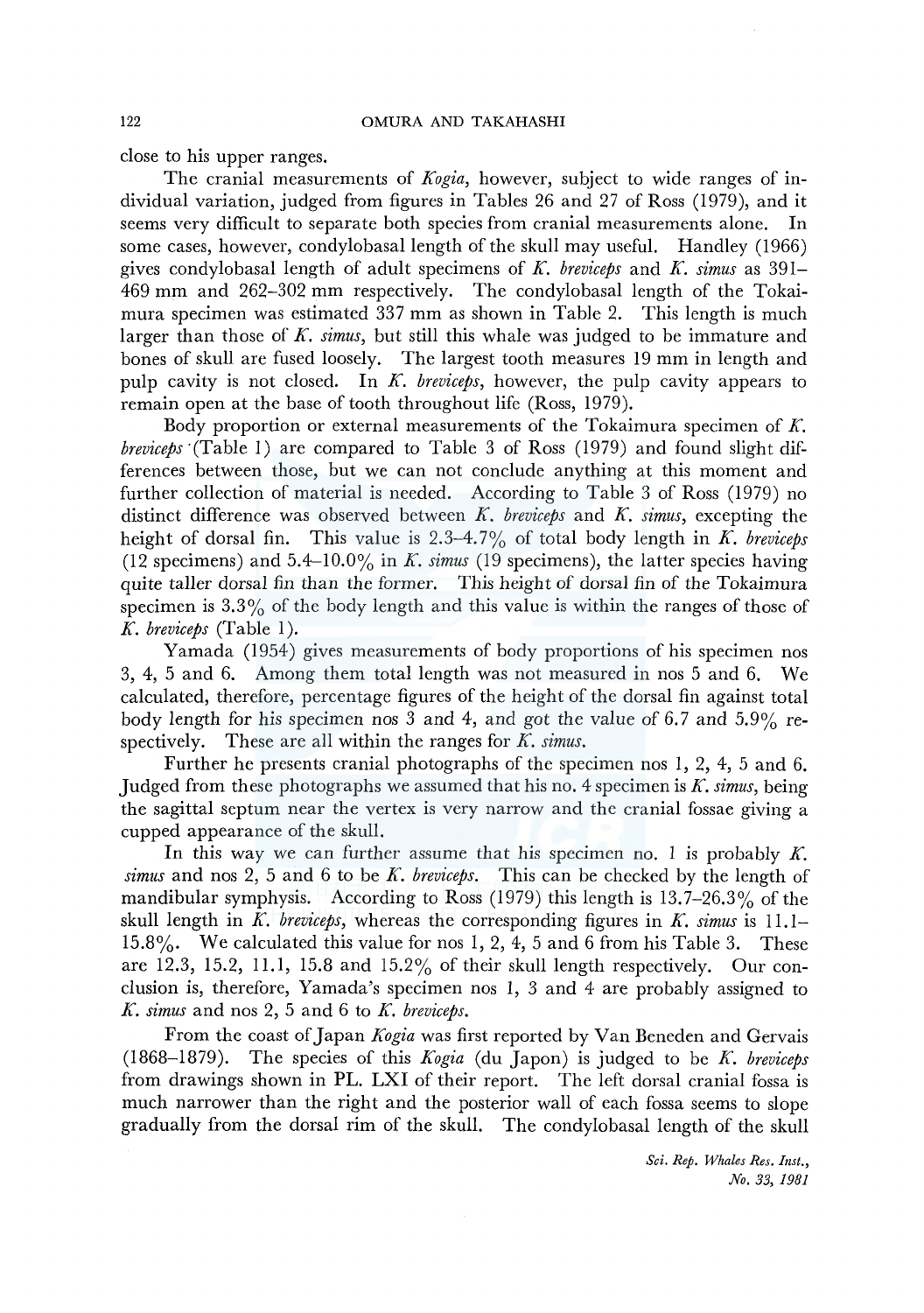close to his upper ranges.

The cranial measurements of *Kogia*, however, subject to wide ranges of individual variation, judged from figures in Tables 26 and 27 of Ross (1979), and it seems very difficult to separate both species from cranial measurements alone. In some cases, however, condylobasal length of the skull may useful. Handley (1966) gives condylobasal length of adult specimens of *K. breviceps* and *K. simus* as 391–469 mm and 262–302 mm respectively. The condylobasal length of the Tokaimura specimen was estimated 337 mm as shown in Table 2. This length is much larger than those of *K. simus*, but still this whale was judged to be immature and bones of skull are fused loosely. The largest tooth measures 19 mm in length and pulp cavity is not closed. In *K. breviceps*, however, the pulp cavity appears to remain open at the base of tooth throughout life (Ross, 1979).

Body proportion or external measurements of the Tokaimura specimen of *K. breviceps* (Table 1) are compared to Table 3 of Ross (1979) and found slight differences between those, but we can not conclude anything at this moment and further collection of material is needed. According to Table 3 of Ross (1979) no distinct difference was observed between *K. breviceps* and *K. simus*, excepting the height of dorsal fin. This value is 2.3–4.7% of total body length in *K. breviceps* (12 specimens) and 5.4–10.0% in *K. simus* (19 specimens), the latter species having quite taller dorsal fin than the former. This height of dorsal fin of the Tokaimura specimen is 3.3% of the body length and this value is within the ranges of those of *K. breviceps* (Table 1).

Yamada (1954) gives measurements of body proportions of his specimen nos 3, 4, 5 and 6. Among them total length was not measured in nos 5 and 6. We calculated, therefore, percentage figures of the height of the dorsal fin against total body length for his specimen nos 3 and 4, and got the value of 6.7 and 5.9% respectively. These are all within the ranges for *K. simus*.

Further he presents cranial photographs of the specimen nos 1, 2, 4, 5 and 6. Judged from these photographs we assumed that his no. 4 specimen is *K. simus*, being the sagittal septum near the vertex is very narrow and the cranial fossae giving a cupped appearance of the skull.

In this way we can further assume that his specimen no. 1 is probably *K. simus* and nos 2, 5 and 6 to be *K. breviceps*. This can be checked by the length of mandibular symphysis. According to Ross (1979) this length is 13.7–26.3% of the skull length in *K. breviceps*, whereas the corresponding figures in *K. simus* is 11.1–15.8%. We calculated this value for nos 1, 2, 4, 5 and 6 from his Table 3. These are 12.3, 15.2, 11.1, 15.8 and 15.2% of their skull length respectively. Our conclusion is, therefore, Yamada's specimen nos 1, 3 and 4 are probably assigned to *K. simus* and nos 2, 5 and 6 to *K. breviceps*.

From the coast of Japan *Kogia* was first reported by Van Beneden and Gervais (1868–1879). The species of this *Kogia* (du Japon) is judged to be *K. breviceps* from drawings shown in PL. LXI of their report. The left dorsal cranial fossa is much narrower than the right and the posterior wall of each fossa seems to slope gradually from the dorsal rim of the skull. The condylobasal length of the skull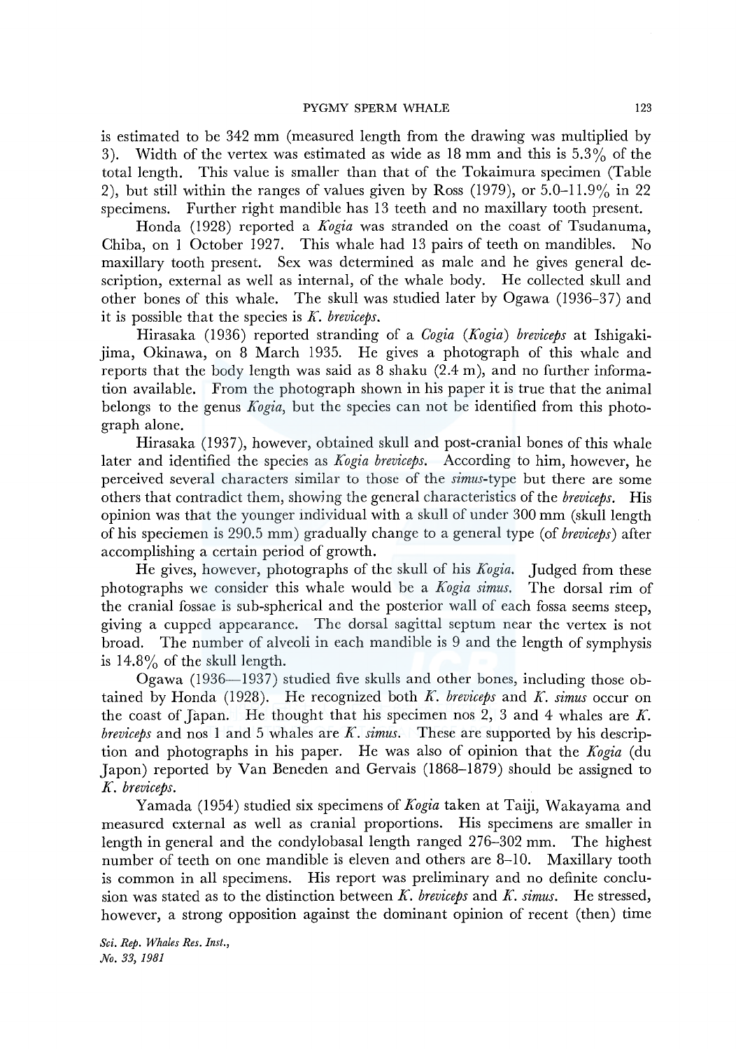is estimated to be 342 mm (measured length from the drawing was multiplied by 3). Width of the vertex was estimated as wide as 18 mm and this is 5.3% of the total length. This value is smaller than that of the Tokaimura specimen (Table 2), but still within the ranges of values given by Ross (1979), or 5.0–11.9% in 22 specimens. Further right mandible has 13 teeth and no maxillary tooth present.

Honda (1928) reported a *Kogia* was stranded on the coast of Tsudanuma, Chiba, on 1 October 1927. This whale had 13 pairs of teeth on mandibles. No maxillary tooth present. Sex was determined as male and he gives general description, external as well as internal, of the whale body. He collected skull and other bones of this whale. The skull was studied later by Ogawa (1936–37) and it is possible that the species is *K. breviceps*.

Hirasaka (1936) reported stranding of a *Cogia* (*Kogia*) *breviceps* at Ishigakijima, Okinawa, on 8 March 1935. He gives a photograph of this whale and reports that the body length was said as 8 shaku (2.4 m), and no further information available. From the photograph shown in his paper it is true that the animal belongs to the genus *Kogia*, but the species can not be identified from this photograph alone.

Hirasaka (1937), however, obtained skull and post-cranial bones of this whale later and identified the species as *Kogia breviceps*. According to him, however, he perceived several characters similar to those of the *simus*-type but there are some others that contradict them, showing the general characteristics of the *breviceps*. His opinion was that the younger individual with a skull of under 300 mm (skull length of his speciemen is 290.5 mm) gradually change to a general type (of *breviceps*) after accomplishing a certain period of growth.

He gives, however, photographs of the skull of his *Kogia*. Judged from these photographs we consider this whale would be a *Kogia simus*. The dorsal rim of the cranial fossae is sub-spherical and the posterior wall of each fossa seems steep, giving a cupped appearance. The dorsal sagittal septum near the vertex is not broad. The number of alveoli in each mandible is 9 and the length of symphysis is 14.8% of the skull length.

Ogawa (1936—1937) studied five skulls and other bones, including those obtained by Honda (1928). He recognized both *K. breviceps* and *K. simus* occur on the coast of Japan. He thought that his specimen nos 2, 3 and 4 whales are *K. breviceps* and nos 1 and 5 whales are *K. simus*. These are supported by his description and photographs in his paper. He was also of opinion that the *Kogia* (du Japon) reported by Van Beneden and Gervais (1868–1879) should be assigned to *K. breviceps*.

Yamada (1954) studied six specimens of *Kogia* taken at Taiji, Wakayama and measured external as well as cranial proportions. His specimens are smaller in length in general and the condylobasal length ranged 276–302 mm. The highest number of teeth on one mandible is eleven and others are 8–10. Maxillary tooth is common in all specimens. His report was preliminary and no definite conclusion was stated as to the distinction between *K. breviceps* and *K. simus*. He stressed, however, a strong opposition against the dominant opinion of recent (then) time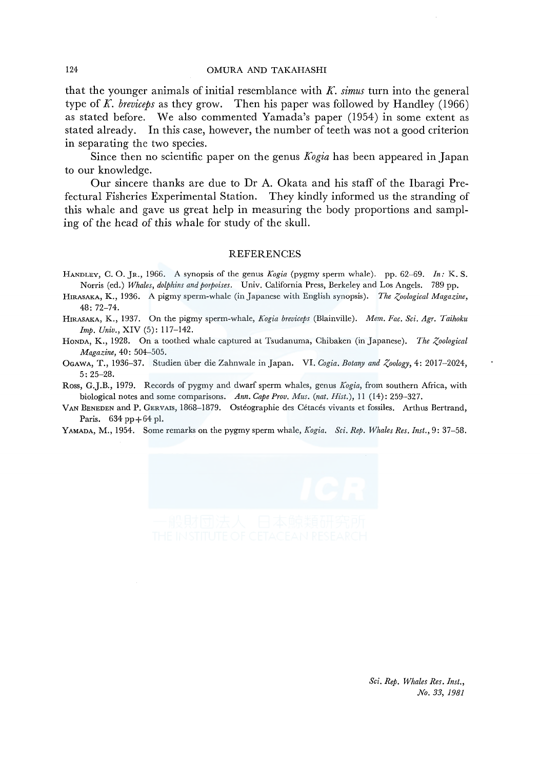that the younger animals of initial resemblance with *K. simus* turn into the general type of *K. breviceps* as they grow. Then his paper was followed by Handley (1966) as stated before. We also commented Yamada's paper (1954) in some extent as stated already. In this case, however, the number of teeth was not a good criterion in separating the two species.

Since then no scientific paper on the genus *Kogia* has been appeared in Japan to our knowledge.

Our sincere thanks are due to Dr A. Okata and his staff of the Ibaragi Prefectural Fisheries Experimental Station. They kindly informed us the stranding of this whale and gave us great help in measuring the body proportions and sampling of the head of this whale for study of the skull.

## REFERENCES

Handley, C. O. Jr., 1966. A synopsis of the genus *Kogia* (pygmy sperm whale). pp. 62–69. *In:* K. S. Norris (ed.) *Whales, dolphins and porpoises*. Univ. California Press, Berkeley and Los Angels. 789 pp.

Hirasaka, K., 1936. A pigmy sperm-whale (in Japanese with English synopsis). *The Zoological Magazine*, 48: 72–74.

Hirasaka, K., 1937. On the pigmy sperm-whale, *Kogia breviceps* (Blainville). *Mem. Fac. Sci. Agr. Taihoku Imp. Univ.*, XIV (5): 117–142.

Honda, K., 1928. On a toothed whale captured at Tsudanuma, Chibaken (in Japanese). *The Zoological Magazine*, 40: 504–505.

Ogawa, T., 1936–37. Studien über die Zahnwale in Japan. VI. *Cogia. Botany and Zoology*, 4: 2017–2024, 5: 25–28.

Ross, G.J.B., 1979. Records of pygmy and dwarf sperm whales, genus *Kogia*, from southern Africa, with biological notes and some comparisons. *Ann. Cape Prov. Mus. (nat. Hist.)*, 11 (14): 259–327.

Van Beneden and P. Gervais, 1868–1879. Ostéographie des Cétacés vivants et fossiles. Arthus Bertrand, Paris. 634 pp + 64 pl.

Yamada, M., 1954. Some remarks on the pygmy sperm whale, *Kogia*. *Sci. Rep. Whales Res. Inst.*, 9: 37–58.